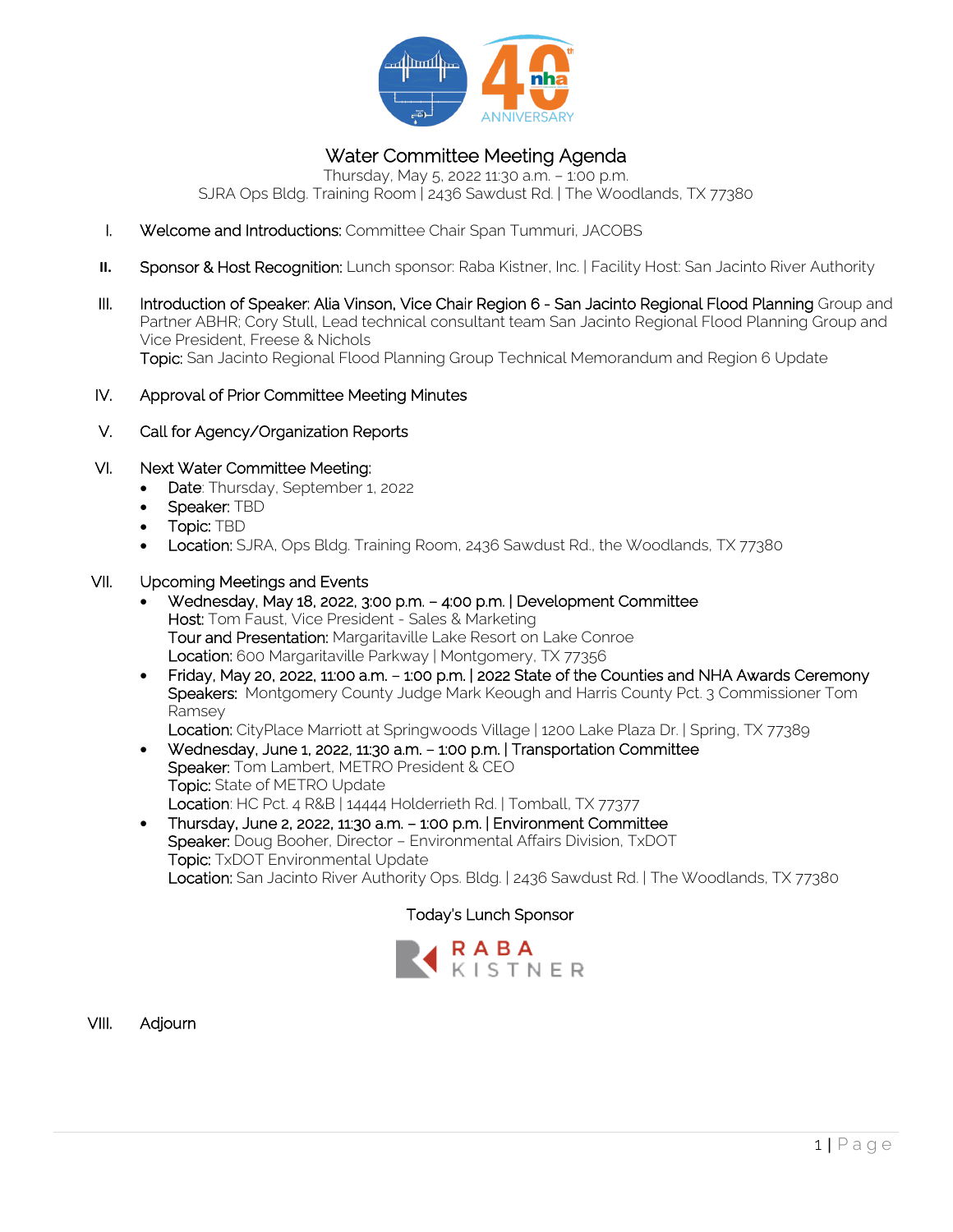# Water Committee Meeting Agenda

Thursday, May 5, 2022 11:30 a.m. – 1:00 p.m.
SJRA Ops Bldg. Training Room | 2436 Sawdust Rd. | The Woodlands, TX 77380

I. Welcome and Introductions: Committee Chair Span Tummuri, JACOBS

II. Sponsor & Host Recognition: Lunch sponsor: Raba Kistner, Inc. | Facility Host: San Jacinto River Authority

III. Introduction of Speaker: Alia Vinson, Vice Chair Region 6 - San Jacinto Regional Flood Planning Group and Partner ABHR; Cory Stull, Lead technical consultant team San Jacinto Regional Flood Planning Group and Vice President, Freese & Nichols
Topic: San Jacinto Regional Flood Planning Group Technical Memorandum and Region 6 Update

IV. Approval of Prior Committee Meeting Minutes

V. Call for Agency/Organization Reports

VI. Next Water Committee Meeting:
- Date: Thursday, September 1, 2022
- Speaker: TBD
- Topic: TBD
- Location: SJRA, Ops Bldg. Training Room, 2436 Sawdust Rd., the Woodlands, TX 77380

VII. Upcoming Meetings and Events
- Wednesday, May 18, 2022, 3:00 p.m. – 4:00 p.m. | Development Committee
  Host: Tom Faust, Vice President - Sales & Marketing
  Tour and Presentation: Margaritaville Lake Resort on Lake Conroe
  Location: 600 Margaritaville Parkway | Montgomery, TX 77356
- Friday, May 20, 2022, 11:00 a.m. – 1:00 p.m. | 2022 State of the Counties and NHA Awards Ceremony
  Speakers: Montgomery County Judge Mark Keough and Harris County Pct. 3 Commissioner Tom Ramsey
  Location: CityPlace Marriott at Springwoods Village | 1200 Lake Plaza Dr. | Spring, TX 77389
- Wednesday, June 1, 2022, 11:30 a.m. – 1:00 p.m. | Transportation Committee
  Speaker: Tom Lambert, METRO President & CEO
  Topic: State of METRO Update
  Location: HC Pct. 4 R&B | 14444 Holderrieth Rd. | Tomball, TX 77377
- Thursday, June 2, 2022, 11:30 a.m. – 1:00 p.m. | Environment Committee
  Speaker: Doug Booher, Director – Environmental Affairs Division, TxDOT
  Topic: TxDOT Environmental Update
  Location: San Jacinto River Authority Ops. Bldg. | 2436 Sawdust Rd. | The Woodlands, TX 77380

Today's Lunch Sponsor

RABA KISTNER

VIII. Adjourn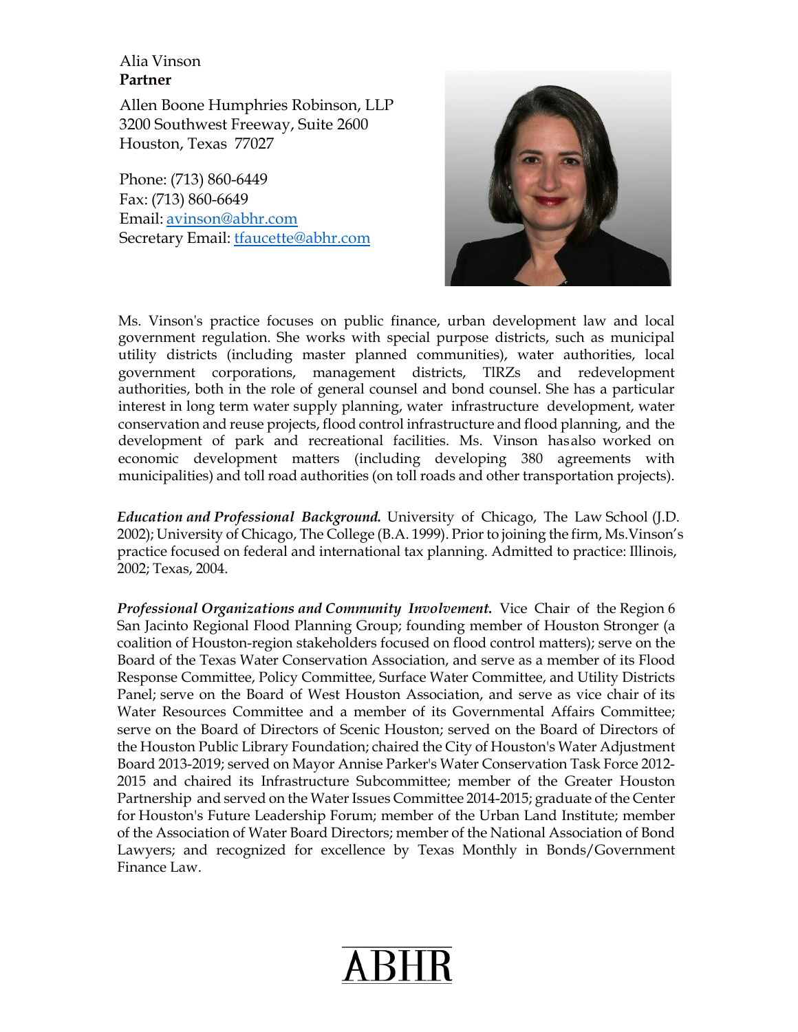Alia Vinson
**Partner**

Allen Boone Humphries Robinson, LLP
3200 Southwest Freeway, Suite 2600
Houston, Texas 77027

Phone: (713) 860-6449
Fax: (713) 860-6649
Email: avinson@abhr.com
Secretary Email: tfaucette@abhr.com

Ms. Vinson's practice focuses on public finance, urban development law and local government regulation. She works with special purpose districts, such as municipal utility districts (including master planned communities), water authorities, local government corporations, management districts, TIRZs and redevelopment authorities, both in the role of general counsel and bond counsel. She has a particular interest in long term water supply planning, water infrastructure development, water conservation and reuse projects, flood control infrastructure and flood planning, and the development of park and recreational facilities. Ms. Vinson hasalso worked on economic development matters (including developing 380 agreements with municipalities) and toll road authorities (on toll roads and other transportation projects).

***Education and Professional Background.*** University of Chicago, The Law School (J.D. 2002); University of Chicago, The College (B.A. 1999). Prior to joining the firm, Ms.Vinson's practice focused on federal and international tax planning. Admitted to practice: Illinois, 2002; Texas, 2004.

***Professional Organizations and Community Involvement.*** Vice Chair of the Region 6 San Jacinto Regional Flood Planning Group; founding member of Houston Stronger (a coalition of Houston-region stakeholders focused on flood control matters); serve on the Board of the Texas Water Conservation Association, and serve as a member of its Flood Response Committee, Policy Committee, Surface Water Committee, and Utility Districts Panel; serve on the Board of West Houston Association, and serve as vice chair of its Water Resources Committee and a member of its Governmental Affairs Committee; serve on the Board of Directors of Scenic Houston; served on the Board of Directors of the Houston Public Library Foundation; chaired the City of Houston's Water Adjustment Board 2013-2019; served on Mayor Annise Parker's Water Conservation Task Force 2012-2015 and chaired its Infrastructure Subcommittee; member of the Greater Houston Partnership and served on the Water Issues Committee 2014-2015; graduate of the Center for Houston's Future Leadership Forum; member of the Urban Land Institute; member of the Association of Water Board Directors; member of the National Association of Bond Lawyers; and recognized for excellence by Texas Monthly in Bonds/Government Finance Law.

ABHR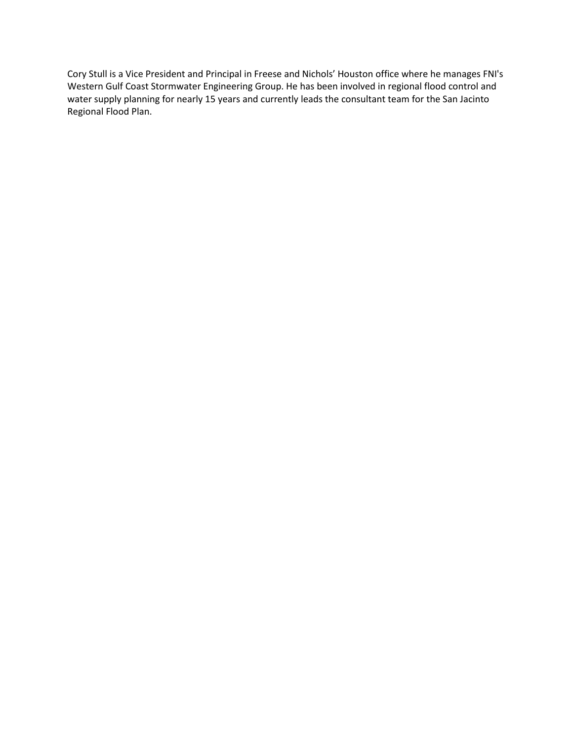Cory Stull is a Vice President and Principal in Freese and Nichols' Houston office where he manages FNI's Western Gulf Coast Stormwater Engineering Group. He has been involved in regional flood control and water supply planning for nearly 15 years and currently leads the consultant team for the San Jacinto Regional Flood Plan.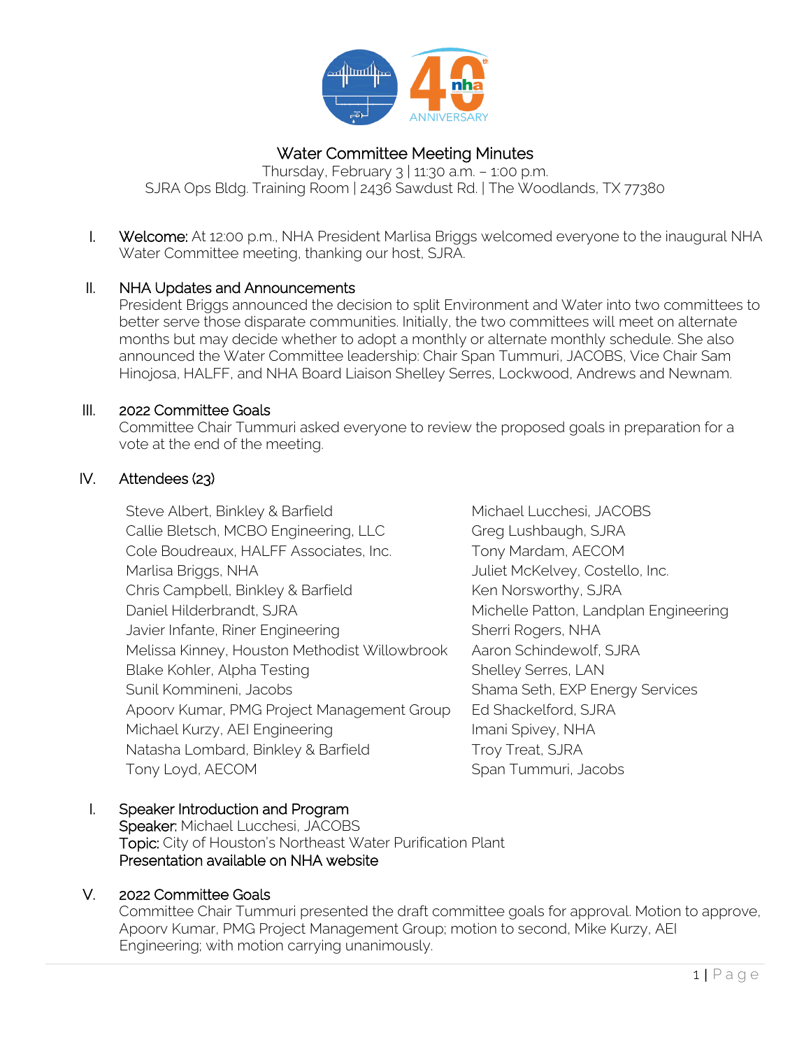# Water Committee Meeting Minutes

Thursday, February 3 | 11:30 a.m. – 1:00 p.m.
SJRA Ops Bldg. Training Room | 2436 Sawdust Rd. | The Woodlands, TX 77380

I. **Welcome:** At 12:00 p.m., NHA President Marlisa Briggs welcomed everyone to the inaugural NHA Water Committee meeting, thanking our host, SJRA.

II. **NHA Updates and Announcements**
President Briggs announced the decision to split Environment and Water into two committees to better serve those disparate communities. Initially, the two committees will meet on alternate months but may decide whether to adopt a monthly or alternate monthly schedule. She also announced the Water Committee leadership: Chair Span Tummuri, JACOBS, Vice Chair Sam Hinojosa, HALFF, and NHA Board Liaison Shelley Serres, Lockwood, Andrews and Newnam.

III. **2022 Committee Goals**
Committee Chair Tummuri asked everyone to review the proposed goals in preparation for a vote at the end of the meeting.

IV. **Attendees (23)**

- Steve Albert, Binkley & Barfield
- Callie Bletsch, MCBO Engineering, LLC
- Cole Boudreaux, HALFF Associates, Inc.
- Marlisa Briggs, NHA
- Chris Campbell, Binkley & Barfield
- Daniel Hilderbrandt, SJRA
- Javier Infante, Riner Engineering
- Melissa Kinney, Houston Methodist Willowbrook
- Blake Kohler, Alpha Testing
- Sunil Kommineni, Jacobs
- Apoorv Kumar, PMG Project Management Group
- Michael Kurzy, AEI Engineering
- Natasha Lombard, Binkley & Barfield
- Tony Loyd, AECOM
- Michael Lucchesi, JACOBS
- Greg Lushbaugh, SJRA
- Tony Mardam, AECOM
- Juliet McKelvey, Costello, Inc.
- Ken Norsworthy, SJRA
- Michelle Patton, Landplan Engineering
- Sherri Rogers, NHA
- Aaron Schindewolf, SJRA
- Shelley Serres, LAN
- Shama Seth, EXP Energy Services
- Ed Shackelford, SJRA
- Imani Spivey, NHA
- Troy Treat, SJRA
- Span Tummuri, Jacobs

I. **Speaker Introduction and Program**
**Speaker:** Michael Lucchesi, JACOBS
**Topic:** City of Houston's Northeast Water Purification Plant
**Presentation available on NHA website**

V. **2022 Committee Goals**
Committee Chair Tummuri presented the draft committee goals for approval. Motion to approve, Apoorv Kumar, PMG Project Management Group; motion to second, Mike Kurzy, AEI Engineering; with motion carrying unanimously.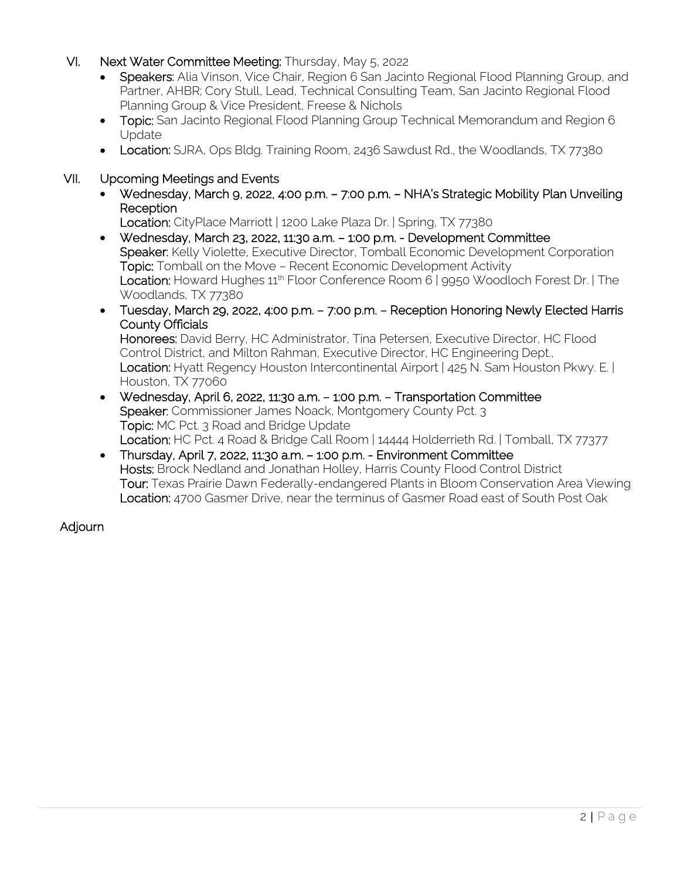VI. **Next Water Committee Meeting:** Thursday, May 5, 2022

- **Speakers:** Alia Vinson, Vice Chair, Region 6 San Jacinto Regional Flood Planning Group, and Partner, AHBR; Cory Stull, Lead, Technical Consulting Team, San Jacinto Regional Flood Planning Group & Vice President, Freese & Nichols
- **Topic:** San Jacinto Regional Flood Planning Group Technical Memorandum and Region 6 Update
- **Location:** SJRA, Ops Bldg. Training Room, 2436 Sawdust Rd., the Woodlands, TX 77380

VII. **Upcoming Meetings and Events**

- **Wednesday, March 9, 2022, 4:00 p.m. – 7:00 p.m. – NHA's Strategic Mobility Plan Unveiling Reception**
  **Location:** CityPlace Marriott | 1200 Lake Plaza Dr. | Spring, TX 77380
- **Wednesday, March 23, 2022, 11:30 a.m. – 1:00 p.m. - Development Committee**
  **Speaker:** Kelly Violette, Executive Director, Tomball Economic Development Corporation
  **Topic:** Tomball on the Move – Recent Economic Development Activity
  **Location:** Howard Hughes 11th Floor Conference Room 6 | 9950 Woodloch Forest Dr. | The Woodlands, TX 77380
- **Tuesday, March 29, 2022, 4:00 p.m. – 7:00 p.m. – Reception Honoring Newly Elected Harris County Officials**
  **Honorees:** David Berry, HC Administrator, Tina Petersen, Executive Director, HC Flood Control District, and Milton Rahman, Executive Director, HC Engineering Dept.,
  **Location:** Hyatt Regency Houston Intercontinental Airport | 425 N. Sam Houston Pkwy. E. | Houston, TX 77060
- **Wednesday, April 6, 2022, 11:30 a.m. – 1:00 p.m. – Transportation Committee**
  **Speaker:** Commissioner James Noack, Montgomery County Pct. 3
  **Topic:** MC Pct. 3 Road and Bridge Update
  **Location:** HC Pct. 4 Road & Bridge Call Room | 14444 Holderrieth Rd. | Tomball, TX 77377
- **Thursday, April 7, 2022, 11:30 a.m. – 1:00 p.m. - Environment Committee**
  **Hosts:** Brock Nedland and Jonathan Holley, Harris County Flood Control District
  **Tour:** Texas Prairie Dawn Federally-endangered Plants in Bloom Conservation Area Viewing
  **Location:** 4700 Gasmer Drive, near the terminus of Gasmer Road east of South Post Oak

Adjourn